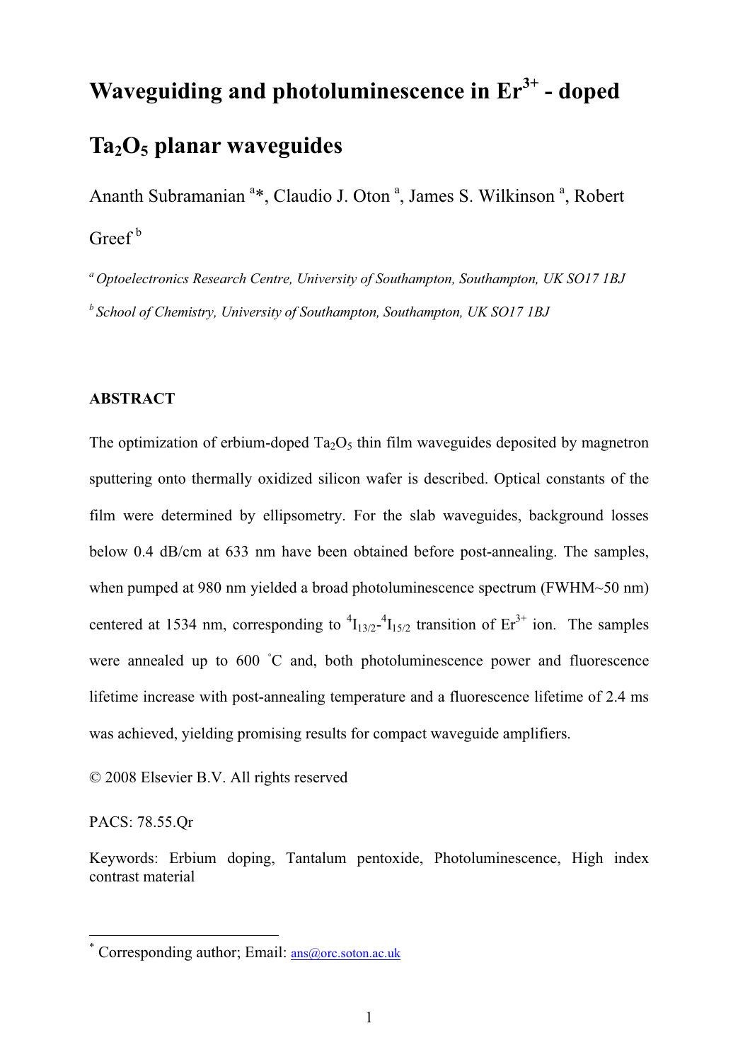# Waveguiding and photoluminescence in $Er^{3+}$ - doped $Ta_2O_5$ planar waveguides

Ananth Subramanian [a]*, Claudio J. Oton [a], James S. Wilkinson [a], Robert Greef [b]

[a] *Optoelectronics Research Centre, University of Southampton, Southampton, UK SO17 1BJ*

[b] *School of Chemistry, University of Southampton, Southampton, UK SO17 1BJ*

## ABSTRACT

The optimization of erbium-doped $Ta_2O_5$ thin film waveguides deposited by magnetron sputtering onto thermally oxidized silicon wafer is described. Optical constants of the film were determined by ellipsometry. For the slab waveguides, background losses below 0.4 dB/cm at 633 nm have been obtained before post-annealing. The samples, when pumped at 980 nm yielded a broad photoluminescence spectrum (FWHM~50 nm) centered at 1534 nm, corresponding to $^4I_{13/2}$-$^4I_{15/2}$ transition of $Er^{3+}$ ion. The samples were annealed up to 600 °C and, both photoluminescence power and fluorescence lifetime increase with post-annealing temperature and a fluorescence lifetime of 2.4 ms was achieved, yielding promising results for compact waveguide amplifiers.

© 2008 Elsevier B.V. All rights reserved

PACS: 78.55.Qr

Keywords: Erbium doping, Tantalum pentoxide, Photoluminescence, High index contrast material

* Corresponding author; Email: ans@orc.soton.ac.uk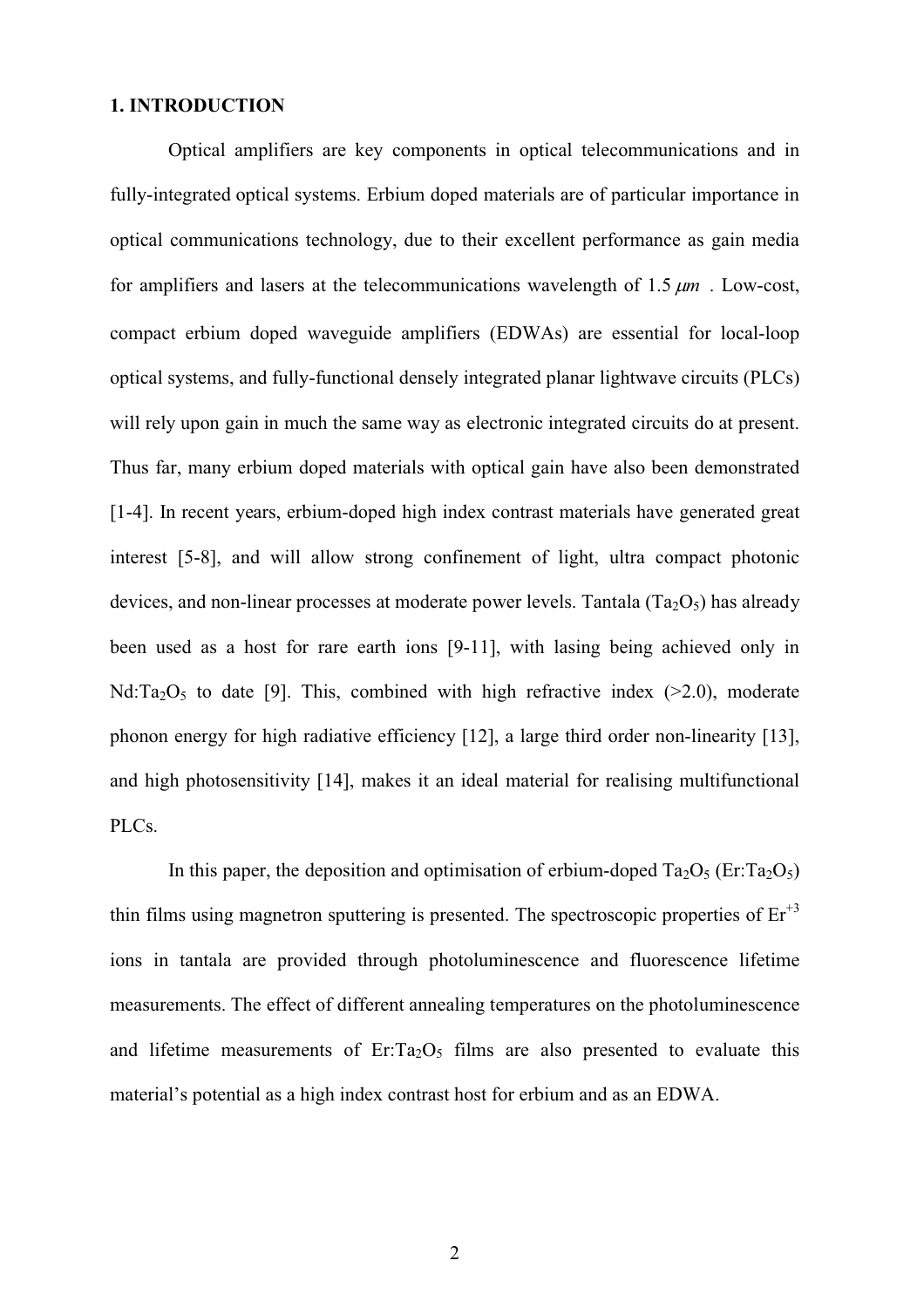## 1. INTRODUCTION

Optical amplifiers are key components in optical telecommunications and in fully-integrated optical systems. Erbium doped materials are of particular importance in optical communications technology, due to their excellent performance as gain media for amplifiers and lasers at the telecommunications wavelength of 1.5 $\mu m$ . Low-cost, compact erbium doped waveguide amplifiers (EDWAs) are essential for local-loop optical systems, and fully-functional densely integrated planar lightwave circuits (PLCs) will rely upon gain in much the same way as electronic integrated circuits do at present. Thus far, many erbium doped materials with optical gain have also been demonstrated [1-4]. In recent years, erbium-doped high index contrast materials have generated great interest [5-8], and will allow strong confinement of light, ultra compact photonic devices, and non-linear processes at moderate power levels. Tantala ($Ta_2O_5$) has already been used as a host for rare earth ions [9-11], with lasing being achieved only in Nd:$Ta_2O_5$ to date [9]. This, combined with high refractive index (>2.0), moderate phonon energy for high radiative efficiency [12], a large third order non-linearity [13], and high photosensitivity [14], makes it an ideal material for realising multifunctional PLCs.

In this paper, the deposition and optimisation of erbium-doped $Ta_2O_5$ (Er:$Ta_2O_5$) thin films using magnetron sputtering is presented. The spectroscopic properties of $Er^{+3}$ ions in tantala are provided through photoluminescence and fluorescence lifetime measurements. The effect of different annealing temperatures on the photoluminescence and lifetime measurements of Er:$Ta_2O_5$ films are also presented to evaluate this material's potential as a high index contrast host for erbium and as an EDWA.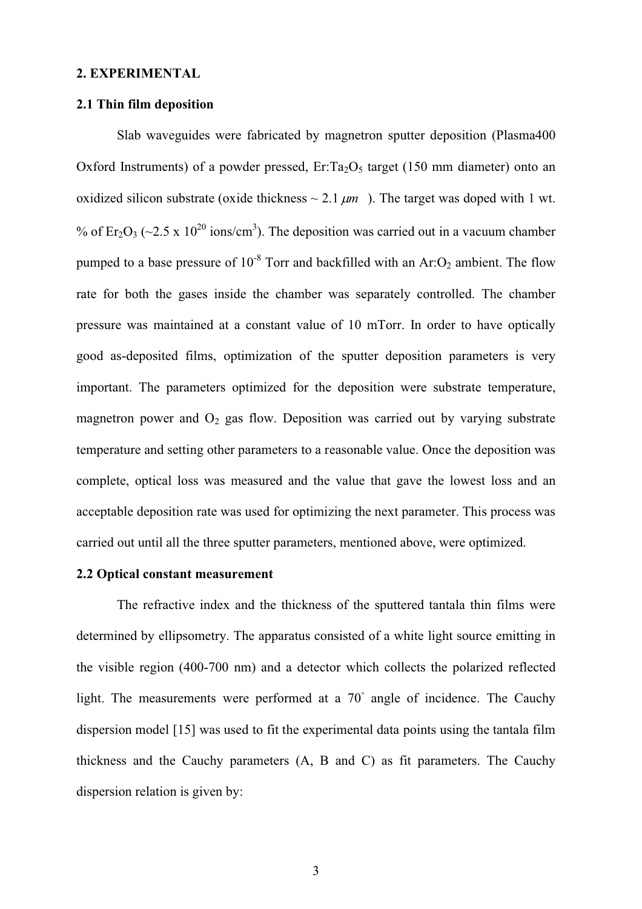## 2. EXPERIMENTAL

### 2.1 Thin film deposition

Slab waveguides were fabricated by magnetron sputter deposition (Plasma400 Oxford Instruments) of a powder pressed, $Er:Ta_2O_5$ target (150 mm diameter) onto an oxidized silicon substrate (oxide thickness ~ 2.1 $\mu m$ ). The target was doped with 1 wt. % of $Er_2O_3$ (~$2.5 \times 10^{20}$ ions/cm$^3$). The deposition was carried out in a vacuum chamber pumped to a base pressure of $10^{-8}$ Torr and backfilled with an $Ar:O_2$ ambient. The flow rate for both the gases inside the chamber was separately controlled. The chamber pressure was maintained at a constant value of 10 mTorr. In order to have optically good as-deposited films, optimization of the sputter deposition parameters is very important. The parameters optimized for the deposition were substrate temperature, magnetron power and $O_2$ gas flow. Deposition was carried out by varying substrate temperature and setting other parameters to a reasonable value. Once the deposition was complete, optical loss was measured and the value that gave the lowest loss and an acceptable deposition rate was used for optimizing the next parameter. This process was carried out until all the three sputter parameters, mentioned above, were optimized.

### 2.2 Optical constant measurement

The refractive index and the thickness of the sputtered tantala thin films were determined by ellipsometry. The apparatus consisted of a white light source emitting in the visible region (400-700 nm) and a detector which collects the polarized reflected light. The measurements were performed at a 70$^\circ$ angle of incidence. The Cauchy dispersion model [15] was used to fit the experimental data points using the tantala film thickness and the Cauchy parameters (A, B and C) as fit parameters. The Cauchy dispersion relation is given by: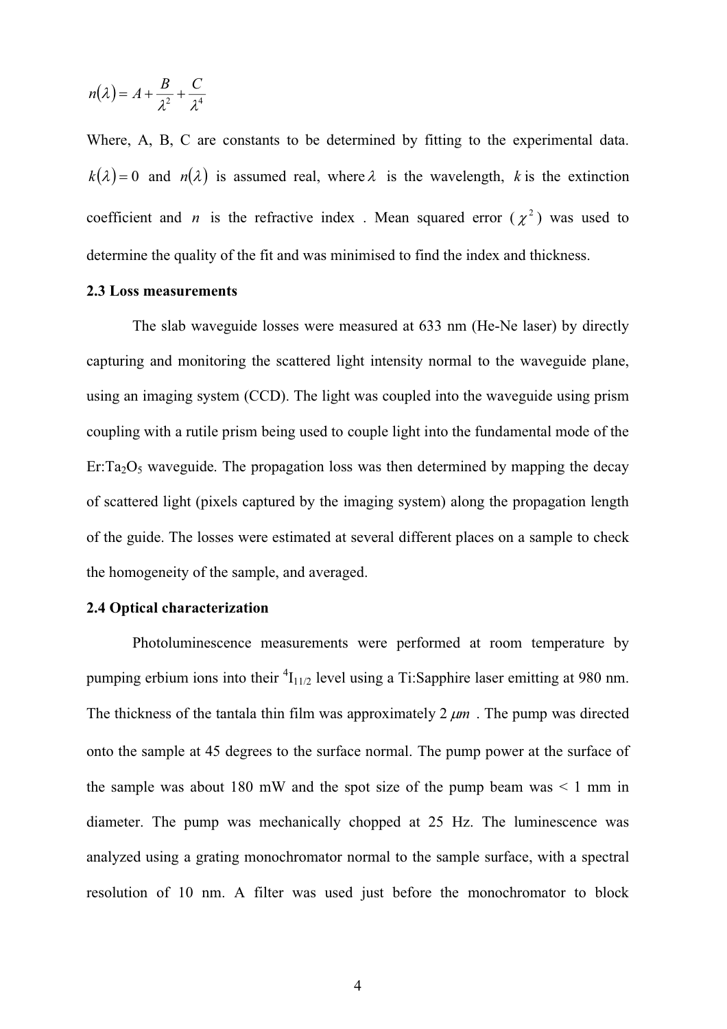$$n(\lambda) = A + \frac{B}{\lambda^2} + \frac{C}{\lambda^4}$$

Where, A, B, C are constants to be determined by fitting to the experimental data. $k(\lambda) = 0$ and $n(\lambda)$ is assumed real, where $\lambda$ is the wavelength, $k$ is the extinction coefficient and $n$ is the refractive index . Mean squared error ($\chi^2$) was used to determine the quality of the fit and was minimised to find the index and thickness.

**2.3 Loss measurements**

The slab waveguide losses were measured at 633 nm (He-Ne laser) by directly capturing and monitoring the scattered light intensity normal to the waveguide plane, using an imaging system (CCD). The light was coupled into the waveguide using prism coupling with a rutile prism being used to couple light into the fundamental mode of the Er:$Ta_2O_5$ waveguide. The propagation loss was then determined by mapping the decay of scattered light (pixels captured by the imaging system) along the propagation length of the guide. The losses were estimated at several different places on a sample to check the homogeneity of the sample, and averaged.

**2.4 Optical characterization**

Photoluminescence measurements were performed at room temperature by pumping erbium ions into their $^4I_{11/2}$ level using a Ti:Sapphire laser emitting at 980 nm. The thickness of the tantala thin film was approximately 2 $\mu m$ . The pump was directed onto the sample at 45 degrees to the surface normal. The pump power at the surface of the sample was about 180 mW and the spot size of the pump beam was < 1 mm in diameter. The pump was mechanically chopped at 25 Hz. The luminescence was analyzed using a grating monochromator normal to the sample surface, with a spectral resolution of 10 nm. A filter was used just before the monochromator to block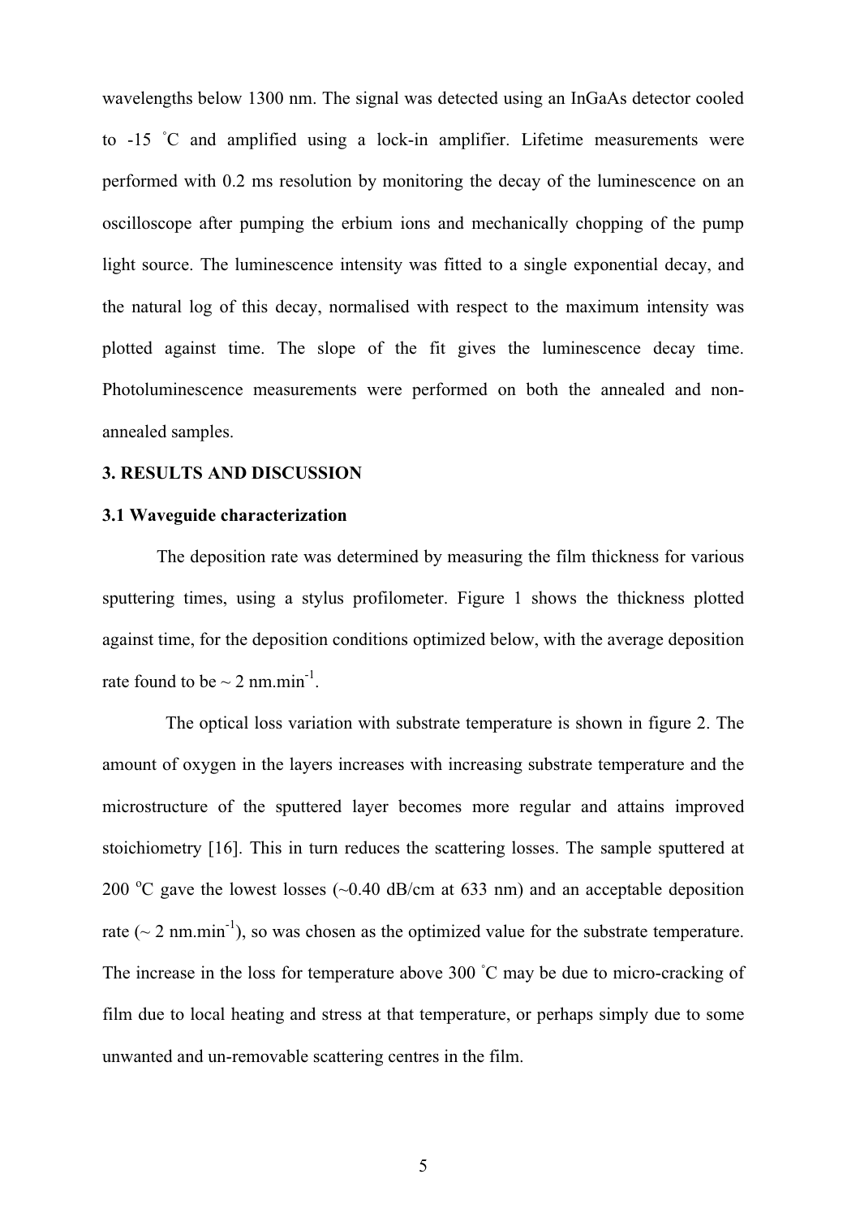wavelengths below 1300 nm. The signal was detected using an InGaAs detector cooled to -15 ˚C and amplified using a lock-in amplifier. Lifetime measurements were performed with 0.2 ms resolution by monitoring the decay of the luminescence on an oscilloscope after pumping the erbium ions and mechanically chopping of the pump light source. The luminescence intensity was fitted to a single exponential decay, and the natural log of this decay, normalised with respect to the maximum intensity was plotted against time. The slope of the fit gives the luminescence decay time. Photoluminescence measurements were performed on both the annealed and non-annealed samples.

### 3. RESULTS AND DISCUSSION

### 3.1 Waveguide characterization

The deposition rate was determined by measuring the film thickness for various sputtering times, using a stylus profilometer. Figure 1 shows the thickness plotted against time, for the deposition conditions optimized below, with the average deposition rate found to be ~ 2 nm.min$^{-1}$.

The optical loss variation with substrate temperature is shown in figure 2. The amount of oxygen in the layers increases with increasing substrate temperature and the microstructure of the sputtered layer becomes more regular and attains improved stoichiometry [16]. This in turn reduces the scattering losses. The sample sputtered at 200 $^{o}$C gave the lowest losses (~0.40 dB/cm at 633 nm) and an acceptable deposition rate (~ 2 nm.min$^{-1}$), so was chosen as the optimized value for the substrate temperature. The increase in the loss for temperature above 300 ˚C may be due to micro-cracking of film due to local heating and stress at that temperature, or perhaps simply due to some unwanted and un-removable scattering centres in the film.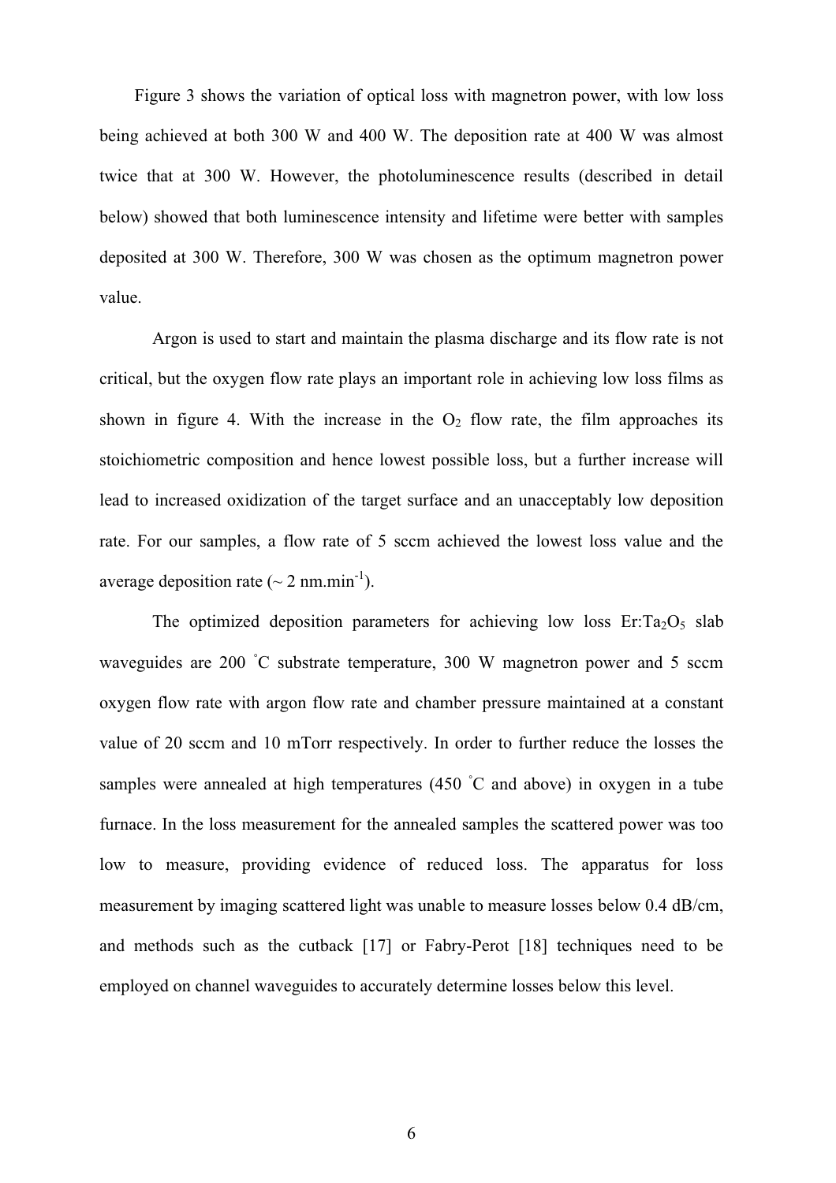Figure 3 shows the variation of optical loss with magnetron power, with low loss being achieved at both 300 W and 400 W. The deposition rate at 400 W was almost twice that at 300 W. However, the photoluminescence results (described in detail below) showed that both luminescence intensity and lifetime were better with samples deposited at 300 W. Therefore, 300 W was chosen as the optimum magnetron power value.

Argon is used to start and maintain the plasma discharge and its flow rate is not critical, but the oxygen flow rate plays an important role in achieving low loss films as shown in figure 4. With the increase in the $O_2$ flow rate, the film approaches its stoichiometric composition and hence lowest possible loss, but a further increase will lead to increased oxidization of the target surface and an unacceptably low deposition rate. For our samples, a flow rate of 5 sccm achieved the lowest loss value and the average deposition rate (~ 2 nm.min$^{-1}$).

The optimized deposition parameters for achieving low loss Er:$Ta_2O_5$ slab waveguides are 200 ˚C substrate temperature, 300 W magnetron power and 5 sccm oxygen flow rate with argon flow rate and chamber pressure maintained at a constant value of 20 sccm and 10 mTorr respectively. In order to further reduce the losses the samples were annealed at high temperatures (450 ˚C and above) in oxygen in a tube furnace. In the loss measurement for the annealed samples the scattered power was too low to measure, providing evidence of reduced loss. The apparatus for loss measurement by imaging scattered light was unable to measure losses below 0.4 dB/cm, and methods such as the cutback [17] or Fabry-Perot [18] techniques need to be employed on channel waveguides to accurately determine losses below this level.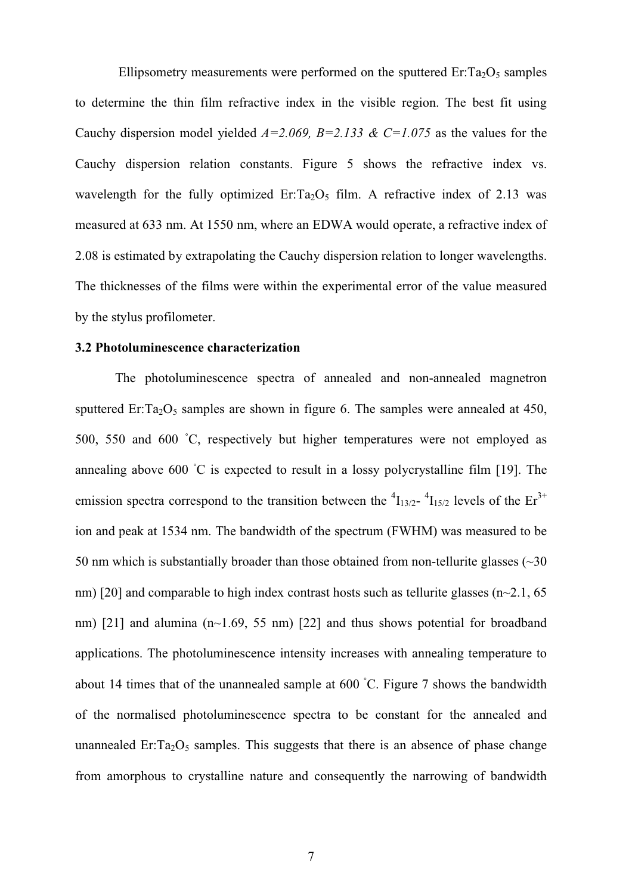Ellipsometry measurements were performed on the sputtered $Er:Ta_2O_5$ samples to determine the thin film refractive index in the visible region. The best fit using Cauchy dispersion model yielded *A=2.069, B=2.133 & C=1.075* as the values for the Cauchy dispersion relation constants. Figure 5 shows the refractive index vs. wavelength for the fully optimized $Er:Ta_2O_5$ film. A refractive index of 2.13 was measured at 633 nm. At 1550 nm, where an EDWA would operate, a refractive index of 2.08 is estimated by extrapolating the Cauchy dispersion relation to longer wavelengths. The thicknesses of the films were within the experimental error of the value measured by the stylus profilometer.

### 3.2 Photoluminescence characterization

The photoluminescence spectra of annealed and non-annealed magnetron sputtered $Er:Ta_2O_5$ samples are shown in figure 6. The samples were annealed at 450, 500, 550 and 600 ˚C, respectively but higher temperatures were not employed as annealing above 600 ˚C is expected to result in a lossy polycrystalline film [19]. The emission spectra correspond to the transition between the $^4I_{13/2}$- $^4I_{15/2}$ levels of the $Er^{3+}$ ion and peak at 1534 nm. The bandwidth of the spectrum (FWHM) was measured to be 50 nm which is substantially broader than those obtained from non-tellurite glasses (~30 nm) [20] and comparable to high index contrast hosts such as tellurite glasses (n~2.1, 65 nm) [21] and alumina (n~1.69, 55 nm) [22] and thus shows potential for broadband applications. The photoluminescence intensity increases with annealing temperature to about 14 times that of the unannealed sample at 600 ˚C. Figure 7 shows the bandwidth of the normalised photoluminescence spectra to be constant for the annealed and unannealed $Er:Ta_2O_5$ samples. This suggests that there is an absence of phase change from amorphous to crystalline nature and consequently the narrowing of bandwidth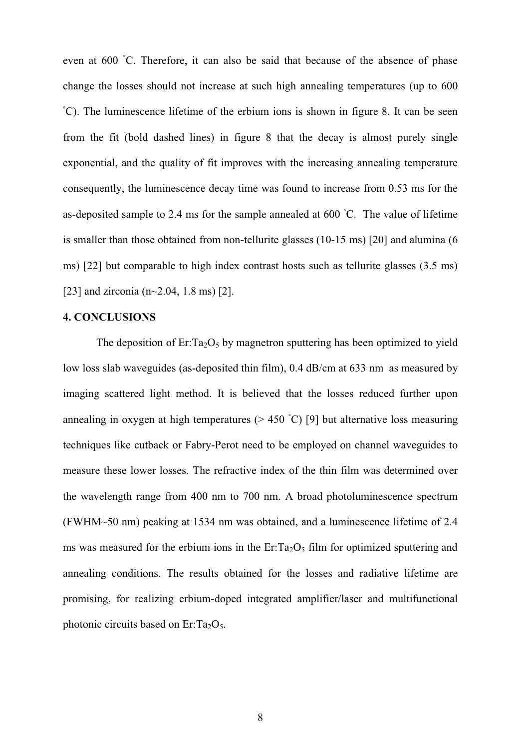even at 600 °C. Therefore, it can also be said that because of the absence of phase change the losses should not increase at such high annealing temperatures (up to 600 °C). The luminescence lifetime of the erbium ions is shown in figure 8. It can be seen from the fit (bold dashed lines) in figure 8 that the decay is almost purely single exponential, and the quality of fit improves with the increasing annealing temperature consequently, the luminescence decay time was found to increase from 0.53 ms for the as-deposited sample to 2.4 ms for the sample annealed at 600 °C. The value of lifetime is smaller than those obtained from non-tellurite glasses (10-15 ms) [20] and alumina (6 ms) [22] but comparable to high index contrast hosts such as tellurite glasses (3.5 ms) [23] and zirconia (n~2.04, 1.8 ms) [2].

## 4. CONCLUSIONS

The deposition of Er:$Ta_2O_5$ by magnetron sputtering has been optimized to yield low loss slab waveguides (as-deposited thin film), 0.4 dB/cm at 633 nm as measured by imaging scattered light method. It is believed that the losses reduced further upon annealing in oxygen at high temperatures (> 450 °C) [9] but alternative loss measuring techniques like cutback or Fabry-Perot need to be employed on channel waveguides to measure these lower losses. The refractive index of the thin film was determined over the wavelength range from 400 nm to 700 nm. A broad photoluminescence spectrum (FWHM~50 nm) peaking at 1534 nm was obtained, and a luminescence lifetime of 2.4 ms was measured for the erbium ions in the Er:$Ta_2O_5$ film for optimized sputtering and annealing conditions. The results obtained for the losses and radiative lifetime are promising, for realizing erbium-doped integrated amplifier/laser and multifunctional photonic circuits based on Er:$Ta_2O_5$.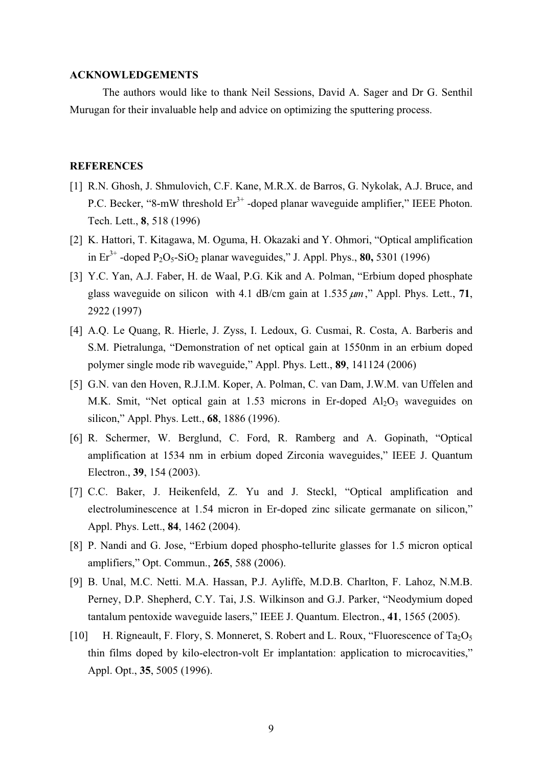## ACKNOWLEDGEMENTS

The authors would like to thank Neil Sessions, David A. Sager and Dr G. Senthil Murugan for their invaluable help and advice on optimizing the sputtering process.

## REFERENCES

[1] R.N. Ghosh, J. Shmulovich, C.F. Kane, M.R.X. de Barros, G. Nykolak, A.J. Bruce, and P.C. Becker, "8-mW threshold $Er^{3+}$ -doped planar waveguide amplifier," IEEE Photon. Tech. Lett., **8**, 518 (1996)

[2] K. Hattori, T. Kitagawa, M. Oguma, H. Okazaki and Y. Ohmori, "Optical amplification in $Er^{3+}$ -doped $P_2O_5$-$SiO_2$ planar waveguides," J. Appl. Phys., **80,** 5301 (1996)

[3] Y.C. Yan, A.J. Faber, H. de Waal, P.G. Kik and A. Polman, "Erbium doped phosphate glass waveguide on silicon with 4.1 dB/cm gain at 1.535 $\mu m$," Appl. Phys. Lett., **71**, 2922 (1997)

[4] A.Q. Le Quang, R. Hierle, J. Zyss, I. Ledoux, G. Cusmai, R. Costa, A. Barberis and S.M. Pietralunga, "Demonstration of net optical gain at 1550nm in an erbium doped polymer single mode rib waveguide," Appl. Phys. Lett., **89**, 141124 (2006)

[5] G.N. van den Hoven, R.J.I.M. Koper, A. Polman, C. van Dam, J.W.M. van Uffelen and M.K. Smit, "Net optical gain at 1.53 microns in Er-doped $Al_2O_3$ waveguides on silicon," Appl. Phys. Lett., **68**, 1886 (1996).

[6] R. Schermer, W. Berglund, C. Ford, R. Ramberg and A. Gopinath, "Optical amplification at 1534 nm in erbium doped Zirconia waveguides," IEEE J. Quantum Electron., **39**, 154 (2003).

[7] C.C. Baker, J. Heikenfeld, Z. Yu and J. Steckl, "Optical amplification and electroluminescence at 1.54 micron in Er-doped zinc silicate germanate on silicon," Appl. Phys. Lett., **84**, 1462 (2004).

[8] P. Nandi and G. Jose, "Erbium doped phospho-tellurite glasses for 1.5 micron optical amplifiers," Opt. Commun., **265**, 588 (2006).

[9] B. Unal, M.C. Netti. M.A. Hassan, P.J. Ayliffe, M.D.B. Charlton, F. Lahoz, N.M.B. Perney, D.P. Shepherd, C.Y. Tai, J.S. Wilkinson and G.J. Parker, "Neodymium doped tantalum pentoxide waveguide lasers," IEEE J. Quantum. Electron., **41**, 1565 (2005).

[10] H. Rigneault, F. Flory, S. Monneret, S. Robert and L. Roux, "Fluorescence of $Ta_2O_5$ thin films doped by kilo-electron-volt Er implantation: application to microcavities," Appl. Opt., **35**, 5005 (1996).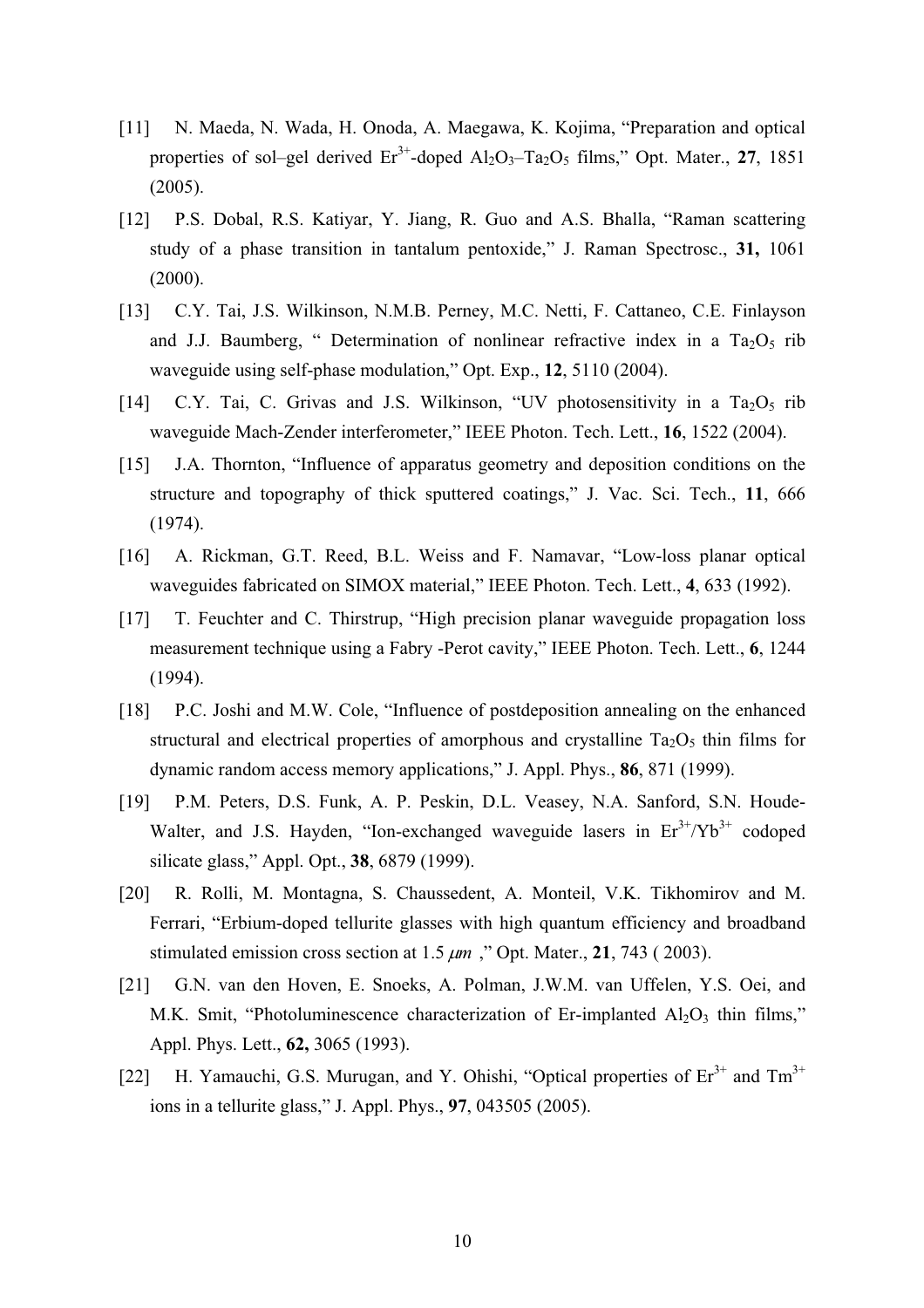[11] N. Maeda, N. Wada, H. Onoda, A. Maegawa, K. Kojima, "Preparation and optical properties of sol–gel derived $Er^{3+}$-doped $Al_2O_3$–$Ta_2O_5$ films," Opt. Mater., **27**, 1851 (2005).

[12] P.S. Dobal, R.S. Katiyar, Y. Jiang, R. Guo and A.S. Bhalla, "Raman scattering study of a phase transition in tantalum pentoxide," J. Raman Spectrosc., **31,** 1061 (2000).

[13] C.Y. Tai, J.S. Wilkinson, N.M.B. Perney, M.C. Netti, F. Cattaneo, C.E. Finlayson and J.J. Baumberg, " Determination of nonlinear refractive index in a $Ta_2O_5$ rib waveguide using self-phase modulation," Opt. Exp., **12**, 5110 (2004).

[14] C.Y. Tai, C. Grivas and J.S. Wilkinson, "UV photosensitivity in a $Ta_2O_5$ rib waveguide Mach-Zender interferometer," IEEE Photon. Tech. Lett., **16**, 1522 (2004).

[15] J.A. Thornton, "Influence of apparatus geometry and deposition conditions on the structure and topography of thick sputtered coatings," J. Vac. Sci. Tech., **11**, 666 (1974).

[16] A. Rickman, G.T. Reed, B.L. Weiss and F. Namavar, "Low-loss planar optical waveguides fabricated on SIMOX material," IEEE Photon. Tech. Lett., **4**, 633 (1992).

[17] T. Feuchter and C. Thirstrup, "High precision planar waveguide propagation loss measurement technique using a Fabry -Perot cavity," IEEE Photon. Tech. Lett., **6**, 1244 (1994).

[18] P.C. Joshi and M.W. Cole, "Influence of postdeposition annealing on the enhanced structural and electrical properties of amorphous and crystalline $Ta_2O_5$ thin films for dynamic random access memory applications," J. Appl. Phys., **86**, 871 (1999).

[19] P.M. Peters, D.S. Funk, A. P. Peskin, D.L. Veasey, N.A. Sanford, S.N. Houde-Walter, and J.S. Hayden, "Ion-exchanged waveguide lasers in $Er^{3+}$/$Yb^{3+}$ codoped silicate glass," Appl. Opt., **38**, 6879 (1999).

[20] R. Rolli, M. Montagna, S. Chaussedent, A. Monteil, V.K. Tikhomirov and M. Ferrari, "Erbium-doped tellurite glasses with high quantum efficiency and broadband stimulated emission cross section at 1.5 $\mu m$ ," Opt. Mater., **21**, 743 ( 2003).

[21] G.N. van den Hoven, E. Snoeks, A. Polman, J.W.M. van Uffelen, Y.S. Oei, and M.K. Smit, "Photoluminescence characterization of Er-implanted $Al_2O_3$ thin films," Appl. Phys. Lett., **62,** 3065 (1993).

[22] H. Yamauchi, G.S. Murugan, and Y. Ohishi, "Optical properties of $Er^{3+}$ and $Tm^{3+}$ ions in a tellurite glass," J. Appl. Phys., **97**, 043505 (2005).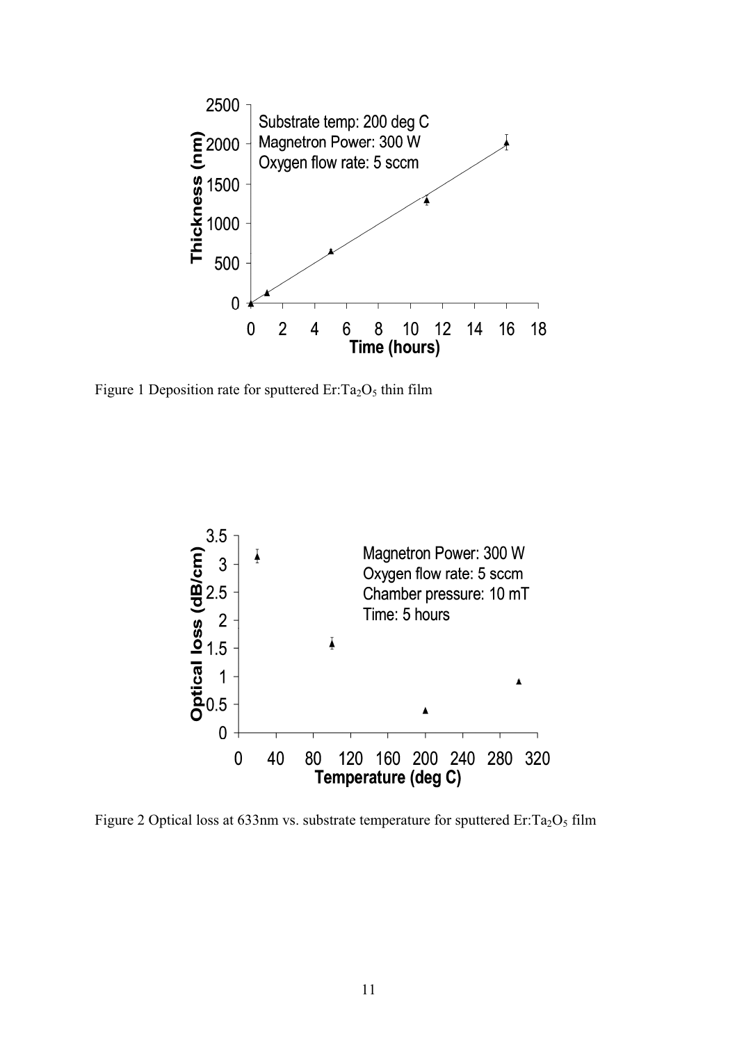Figure 1 Deposition rate for sputtered $Er:Ta_2O_5$ thin film

Figure 2 Optical loss at 633nm vs. substrate temperature for sputtered $Er:Ta_2O_5$ film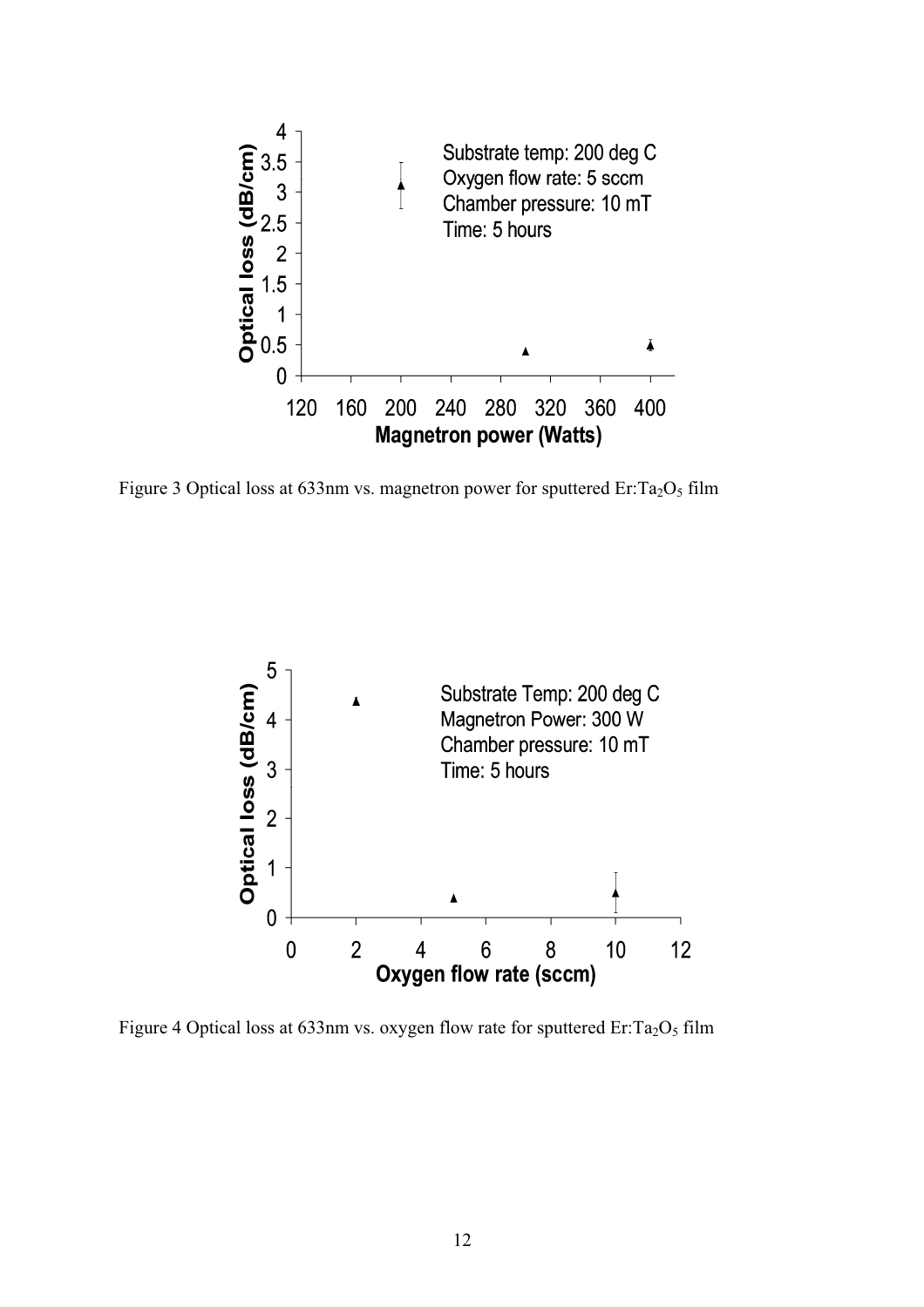Figure 3 Optical loss at 633nm vs. magnetron power for sputtered $Er:Ta_2O_5$ film

Figure 4 Optical loss at 633nm vs. oxygen flow rate for sputtered $Er:Ta_2O_5$ film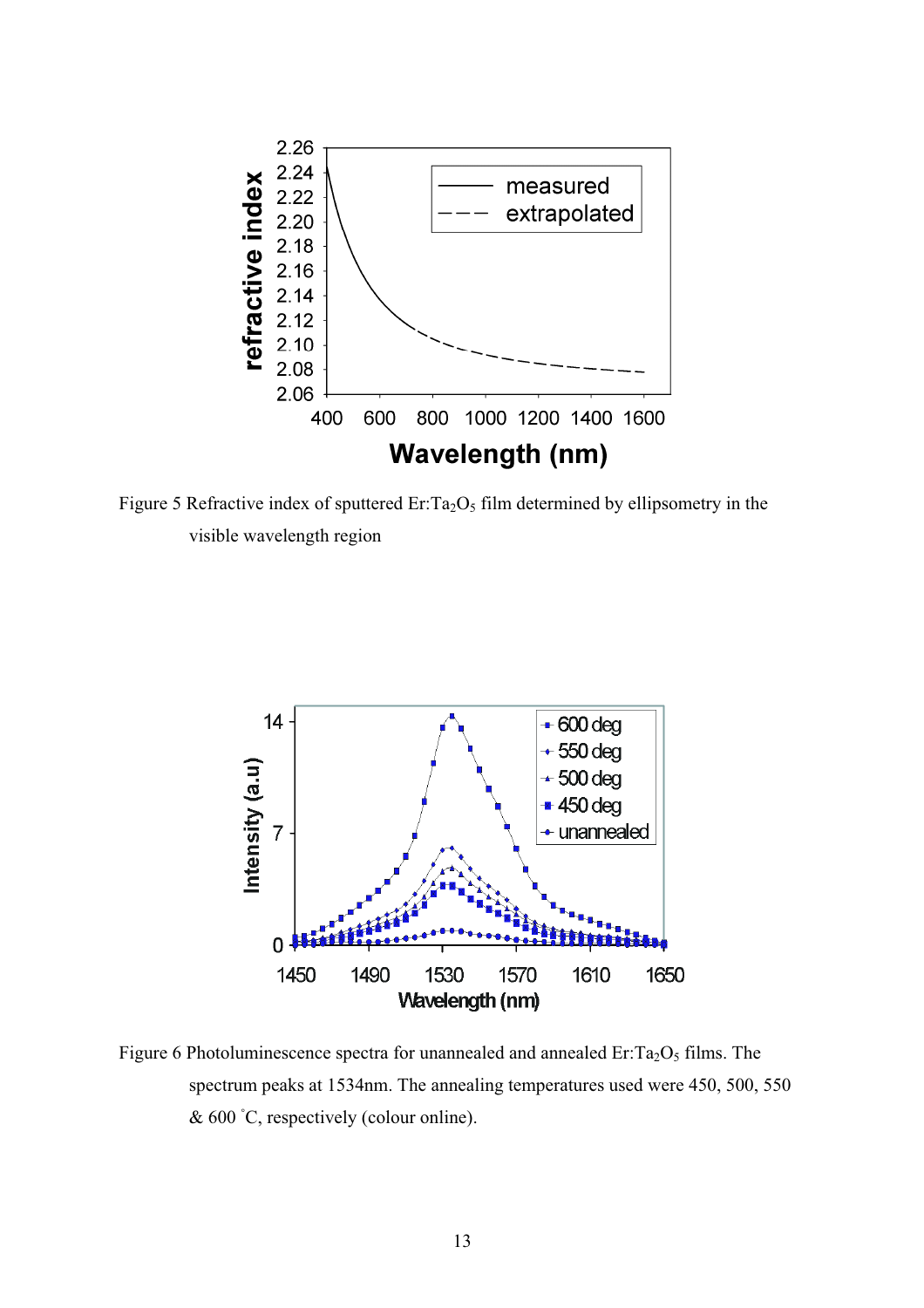Figure 5 Refractive index of sputtered Er:$Ta_2O_5$ film determined by ellipsometry in the visible wavelength region

Figure 6 Photoluminescence spectra for unannealed and annealed Er:$Ta_2O_5$ films. The spectrum peaks at 1534nm. The annealing temperatures used were 450, 500, 550 & 600 °C, respectively (colour online).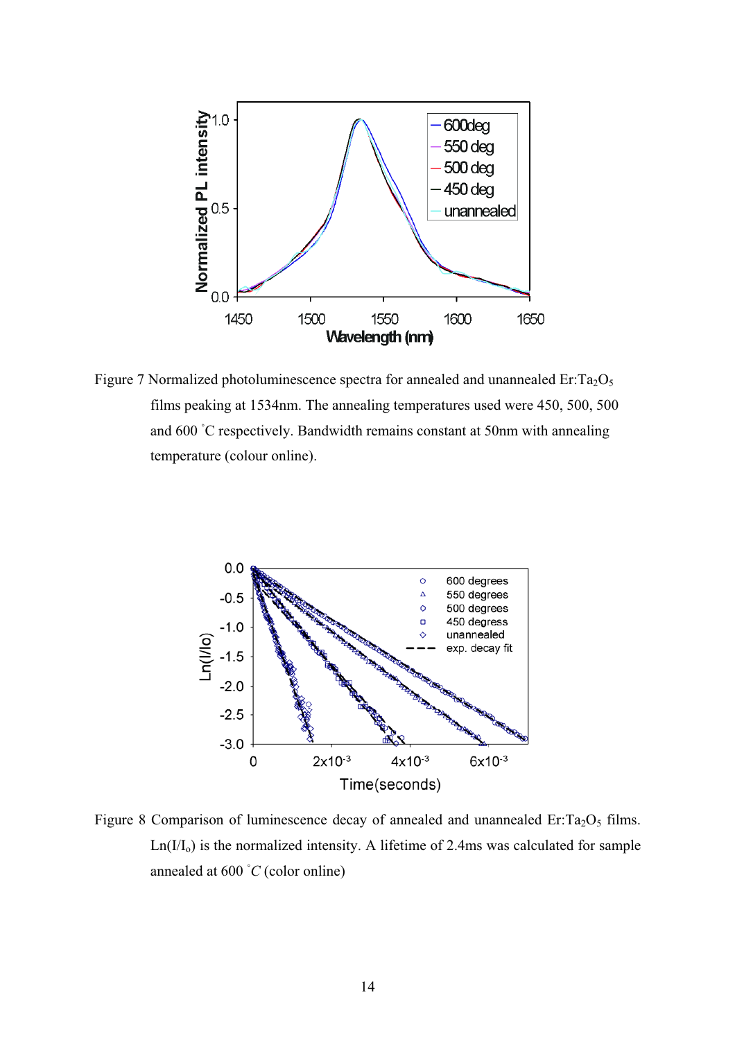Normalized PL intensity

1.0

0.5

0.0

1450 1500 1550 1600 1650

Wavelength (nm)

600deg
550 deg
500 deg
450 deg
unannealed

Figure 7 Normalized photoluminescence spectra for annealed and unannealed $Er:Ta_2O_5$ films peaking at 1534nm. The annealing temperatures used were 450, 500, 500 and 600 ˚C respectively. Bandwidth remains constant at 50nm with annealing temperature (colour online).

Ln(I/Io)

0.0
-0.5
-1.0
-1.5
-2.0
-2.5
-3.0

0 $2x10^{-3}$ $4x10^{-3}$ $6x10^{-3}$

Time(seconds)

600 degrees
550 degrees
500 degrees
450 degress
unannealed
exp. decay fit

Figure 8 Comparison of luminescence decay of annealed and unannealed $Er:Ta_2O_5$ films. $Ln(I/I_o)$ is the normalized intensity. A lifetime of 2.4ms was calculated for sample annealed at 600 $^{\circ}C$ (color online)